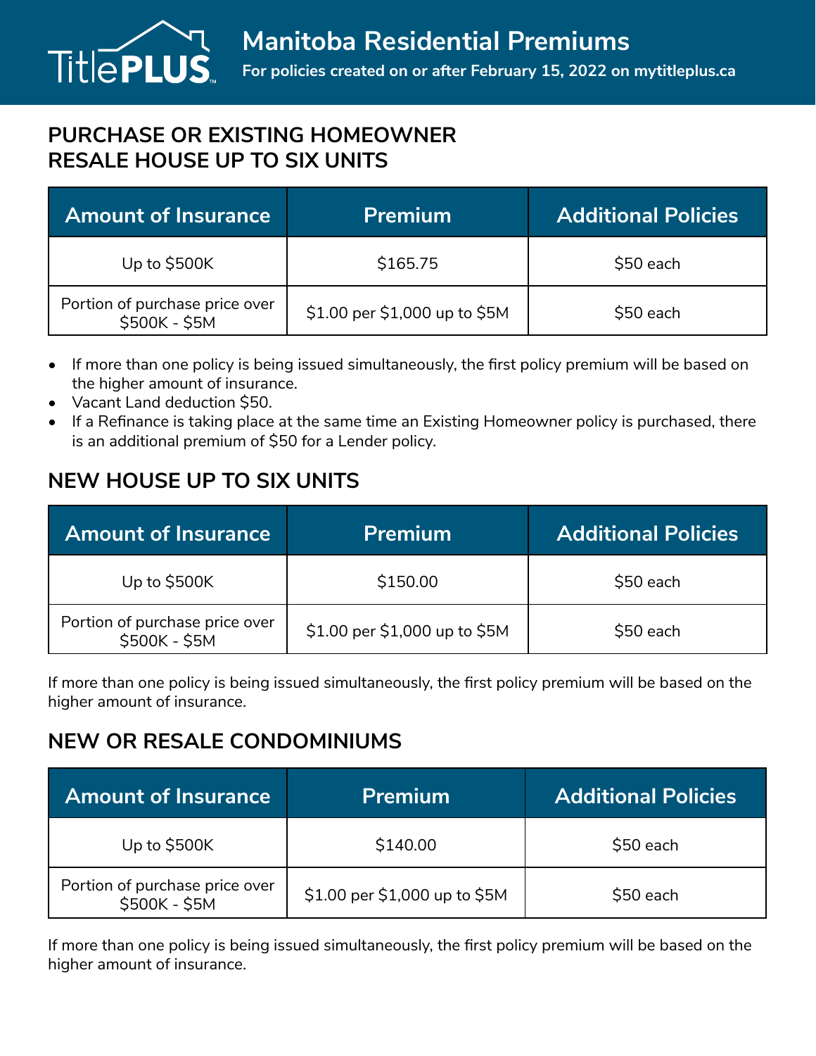# Manitoba Residential Premiums

**For policies created on or after February 15, 2022 on mytitleplus.ca**

## PURCHASE OR EXISTING HOMEOWNER RESALE HOUSE UP TO SIX UNITS

| Amount of Insurance | Premium | Additional Policies |
|---|---|---|
| Up to $500K | $165.75 | $50 each |
| Portion of purchase price over $500K - $5M | $1.00 per $1,000 up to $5M | $50 each |

- If more than one policy is being issued simultaneously, the first policy premium will be based on the higher amount of insurance.
- Vacant Land deduction $50.
- If a Refinance is taking place at the same time an Existing Homeowner policy is purchased, there is an additional premium of $50 for a Lender policy.

## NEW HOUSE UP TO SIX UNITS

| Amount of Insurance | Premium | Additional Policies |
|---|---|---|
| Up to $500K | $150.00 | $50 each |
| Portion of purchase price over $500K - $5M | $1.00 per $1,000 up to $5M | $50 each |

If more than one policy is being issued simultaneously, the first policy premium will be based on the higher amount of insurance.

## NEW OR RESALE CONDOMINIUMS

| Amount of Insurance | Premium | Additional Policies |
|---|---|---|
| Up to $500K | $140.00 | $50 each |
| Portion of purchase price over $500K - $5M | $1.00 per $1,000 up to $5M | $50 each |

If more than one policy is being issued simultaneously, the first policy premium will be based on the higher amount of insurance.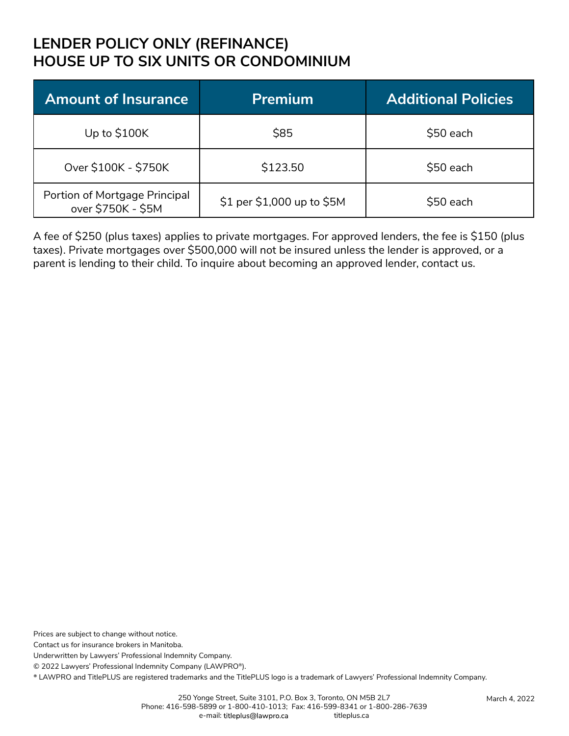# LENDER POLICY ONLY (REFINANCE)
# HOUSE UP TO SIX UNITS OR CONDOMINIUM

| Amount of Insurance | Premium | Additional Policies |
|---|---|---|
| Up to $100K | $85 | $50 each |
| Over $100K - $750K | $123.50 | $50 each |
| Portion of Mortgage Principal over $750K - $5M | $1 per $1,000 up to $5M | $50 each |

A fee of $250 (plus taxes) applies to private mortgages. For approved lenders, the fee is $150 (plus taxes). Private mortgages over $500,000 will not be insured unless the lender is approved, or a parent is lending to their child. To inquire about becoming an approved lender, contact us.

Prices are subject to change without notice.

Contact us for insurance brokers in Manitoba.

Underwritten by Lawyers' Professional Indemnity Company.

© 2022 Lawyers' Professional Indemnity Company (LAWPRO®).

® LAWPRO and TitlePLUS are registered trademarks and the TitlePLUS logo is a trademark of Lawyers' Professional Indemnity Company.

250 Yonge Street, Suite 3101, P.O. Box 3, Toronto, ON M5B 2L7
Phone: 416-598-5899 or 1-800-410-1013; Fax: 416-599-8341 or 1-800-286-7639
e-mail: titleplus@lawpro.ca titleplus.ca

March 4, 2022